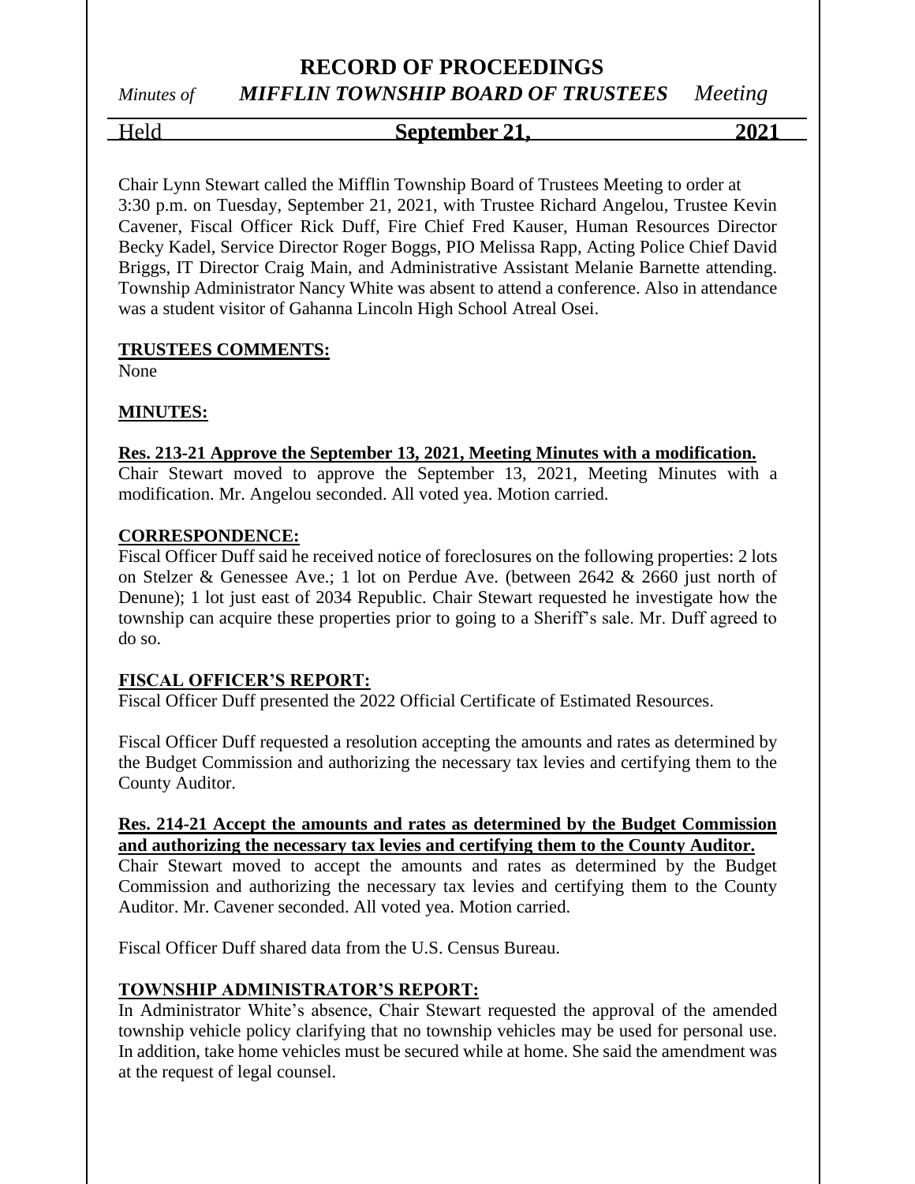# RECORD OF PROCEEDINGS

*Minutes of* ***MIFFLIN TOWNSHIP BOARD OF TRUSTEES*** *Meeting*

Held **September 21, 2021**

Chair Lynn Stewart called the Mifflin Township Board of Trustees Meeting to order at 3:30 p.m. on Tuesday, September 21, 2021, with Trustee Richard Angelou, Trustee Kevin Cavener, Fiscal Officer Rick Duff, Fire Chief Fred Kauser, Human Resources Director Becky Kadel, Service Director Roger Boggs, PIO Melissa Rapp, Acting Police Chief David Briggs, IT Director Craig Main, and Administrative Assistant Melanie Barnette attending. Township Administrator Nancy White was absent to attend a conference. Also in attendance was a student visitor of Gahanna Lincoln High School Atreal Osei.

**TRUSTEES COMMENTS:**

None

**MINUTES:**

**Res. 213-21 Approve the September 13, 2021, Meeting Minutes with a modification.**

Chair Stewart moved to approve the September 13, 2021, Meeting Minutes with a modification. Mr. Angelou seconded. All voted yea. Motion carried.

**CORRESPONDENCE:**

Fiscal Officer Duff said he received notice of foreclosures on the following properties: 2 lots on Stelzer & Genessee Ave.; 1 lot on Perdue Ave. (between 2642 & 2660 just north of Denune); 1 lot just east of 2034 Republic. Chair Stewart requested he investigate how the township can acquire these properties prior to going to a Sheriff's sale. Mr. Duff agreed to do so.

**FISCAL OFFICER'S REPORT:**

Fiscal Officer Duff presented the 2022 Official Certificate of Estimated Resources.

Fiscal Officer Duff requested a resolution accepting the amounts and rates as determined by the Budget Commission and authorizing the necessary tax levies and certifying them to the County Auditor.

**Res. 214-21 Accept the amounts and rates as determined by the Budget Commission and authorizing the necessary tax levies and certifying them to the County Auditor.**

Chair Stewart moved to accept the amounts and rates as determined by the Budget Commission and authorizing the necessary tax levies and certifying them to the County Auditor. Mr. Cavener seconded. All voted yea. Motion carried.

Fiscal Officer Duff shared data from the U.S. Census Bureau.

**TOWNSHIP ADMINISTRATOR'S REPORT:**

In Administrator White's absence, Chair Stewart requested the approval of the amended township vehicle policy clarifying that no township vehicles may be used for personal use. In addition, take home vehicles must be secured while at home. She said the amendment was at the request of legal counsel.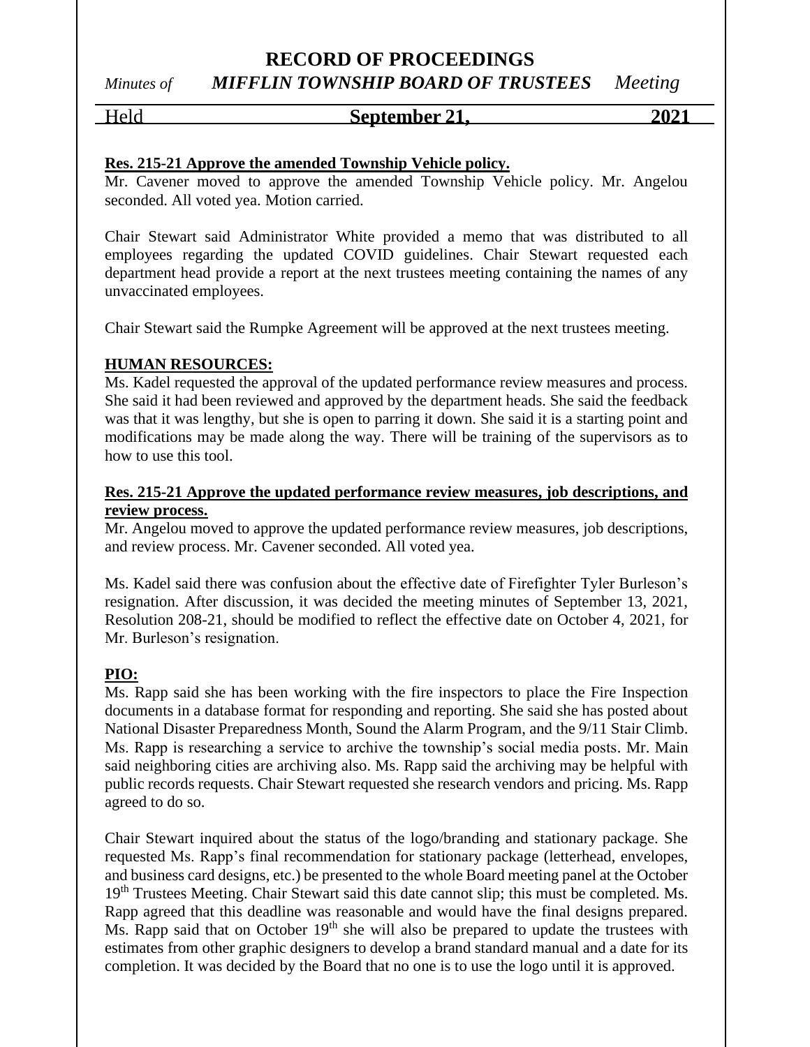**Res. 215-21 Approve the amended Township Vehicle policy.**

Mr. Cavener moved to approve the amended Township Vehicle policy. Mr. Angelou seconded. All voted yea. Motion carried.

Chair Stewart said Administrator White provided a memo that was distributed to all employees regarding the updated COVID guidelines. Chair Stewart requested each department head provide a report at the next trustees meeting containing the names of any unvaccinated employees.

Chair Stewart said the Rumpke Agreement will be approved at the next trustees meeting.

**HUMAN RESOURCES:**

Ms. Kadel requested the approval of the updated performance review measures and process. She said it had been reviewed and approved by the department heads. She said the feedback was that it was lengthy, but she is open to parring it down. She said it is a starting point and modifications may be made along the way. There will be training of the supervisors as to how to use this tool.

**Res. 215-21 Approve the updated performance review measures, job descriptions, and review process.**

Mr. Angelou moved to approve the updated performance review measures, job descriptions, and review process. Mr. Cavener seconded. All voted yea.

Ms. Kadel said there was confusion about the effective date of Firefighter Tyler Burleson's resignation. After discussion, it was decided the meeting minutes of September 13, 2021, Resolution 208-21, should be modified to reflect the effective date on October 4, 2021, for Mr. Burleson's resignation.

**PIO:**

Ms. Rapp said she has been working with the fire inspectors to place the Fire Inspection documents in a database format for responding and reporting. She said she has posted about National Disaster Preparedness Month, Sound the Alarm Program, and the 9/11 Stair Climb. Ms. Rapp is researching a service to archive the township's social media posts. Mr. Main said neighboring cities are archiving also. Ms. Rapp said the archiving may be helpful with public records requests. Chair Stewart requested she research vendors and pricing. Ms. Rapp agreed to do so.

Chair Stewart inquired about the status of the logo/branding and stationary package. She requested Ms. Rapp's final recommendation for stationary package (letterhead, envelopes, and business card designs, etc.) be presented to the whole Board meeting panel at the October 19th Trustees Meeting. Chair Stewart said this date cannot slip; this must be completed. Ms. Rapp agreed that this deadline was reasonable and would have the final designs prepared. Ms. Rapp said that on October 19th she will also be prepared to update the trustees with estimates from other graphic designers to develop a brand standard manual and a date for its completion. It was decided by the Board that no one is to use the logo until it is approved.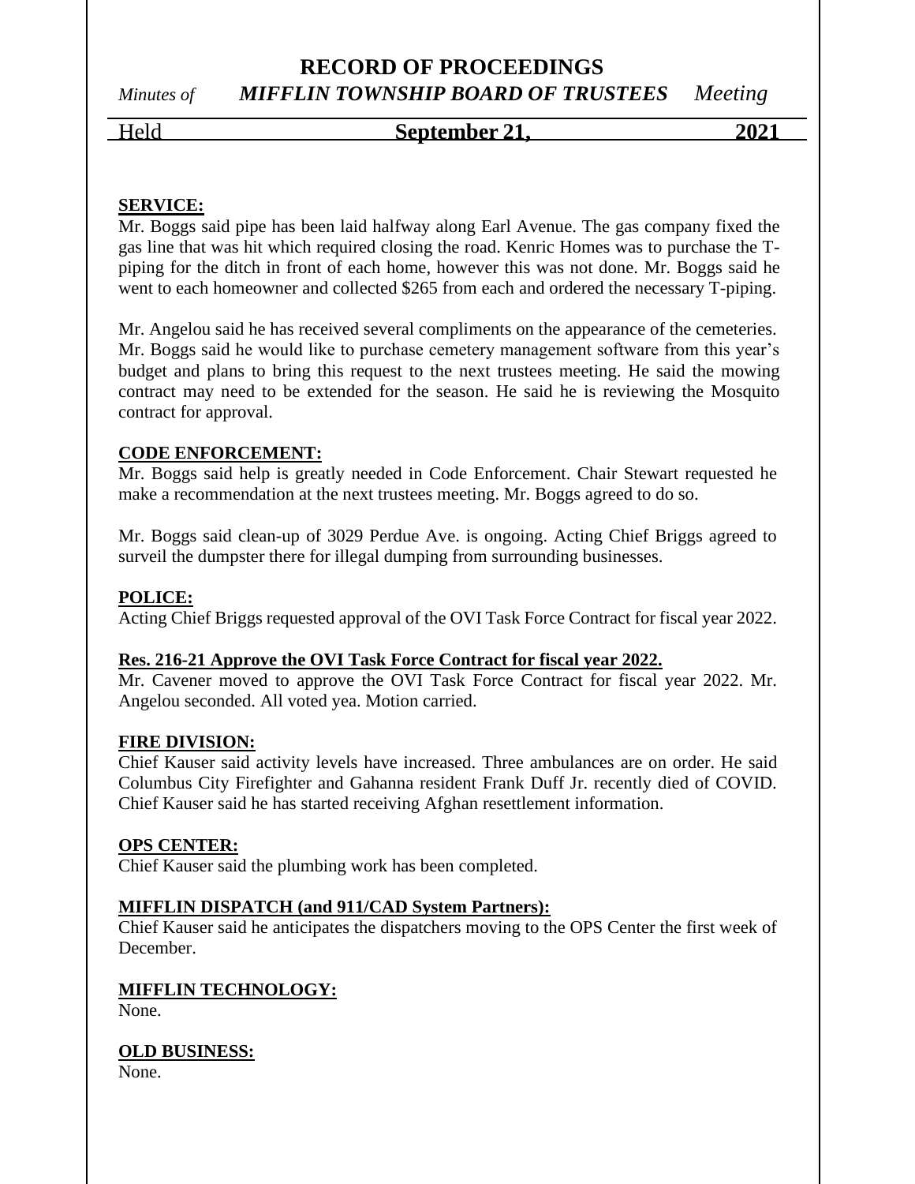**SERVICE:**

Mr. Boggs said pipe has been laid halfway along Earl Avenue. The gas company fixed the gas line that was hit which required closing the road. Kenric Homes was to purchase the T-piping for the ditch in front of each home, however this was not done. Mr. Boggs said he went to each homeowner and collected $265 from each and ordered the necessary T-piping.

Mr. Angelou said he has received several compliments on the appearance of the cemeteries. Mr. Boggs said he would like to purchase cemetery management software from this year's budget and plans to bring this request to the next trustees meeting. He said the mowing contract may need to be extended for the season. He said he is reviewing the Mosquito contract for approval.

**CODE ENFORCEMENT:**

Mr. Boggs said help is greatly needed in Code Enforcement. Chair Stewart requested he make a recommendation at the next trustees meeting. Mr. Boggs agreed to do so.

Mr. Boggs said clean-up of 3029 Perdue Ave. is ongoing. Acting Chief Briggs agreed to surveil the dumpster there for illegal dumping from surrounding businesses.

**POLICE:**

Acting Chief Briggs requested approval of the OVI Task Force Contract for fiscal year 2022.

**Res. 216-21 Approve the OVI Task Force Contract for fiscal year 2022.**

Mr. Cavener moved to approve the OVI Task Force Contract for fiscal year 2022. Mr. Angelou seconded. All voted yea. Motion carried.

**FIRE DIVISION:**

Chief Kauser said activity levels have increased. Three ambulances are on order. He said Columbus City Firefighter and Gahanna resident Frank Duff Jr. recently died of COVID. Chief Kauser said he has started receiving Afghan resettlement information.

**OPS CENTER:**

Chief Kauser said the plumbing work has been completed.

**MIFFLIN DISPATCH (and 911/CAD System Partners):**

Chief Kauser said he anticipates the dispatchers moving to the OPS Center the first week of December.

**MIFFLIN TECHNOLOGY:**

None.

**OLD BUSINESS:**

None.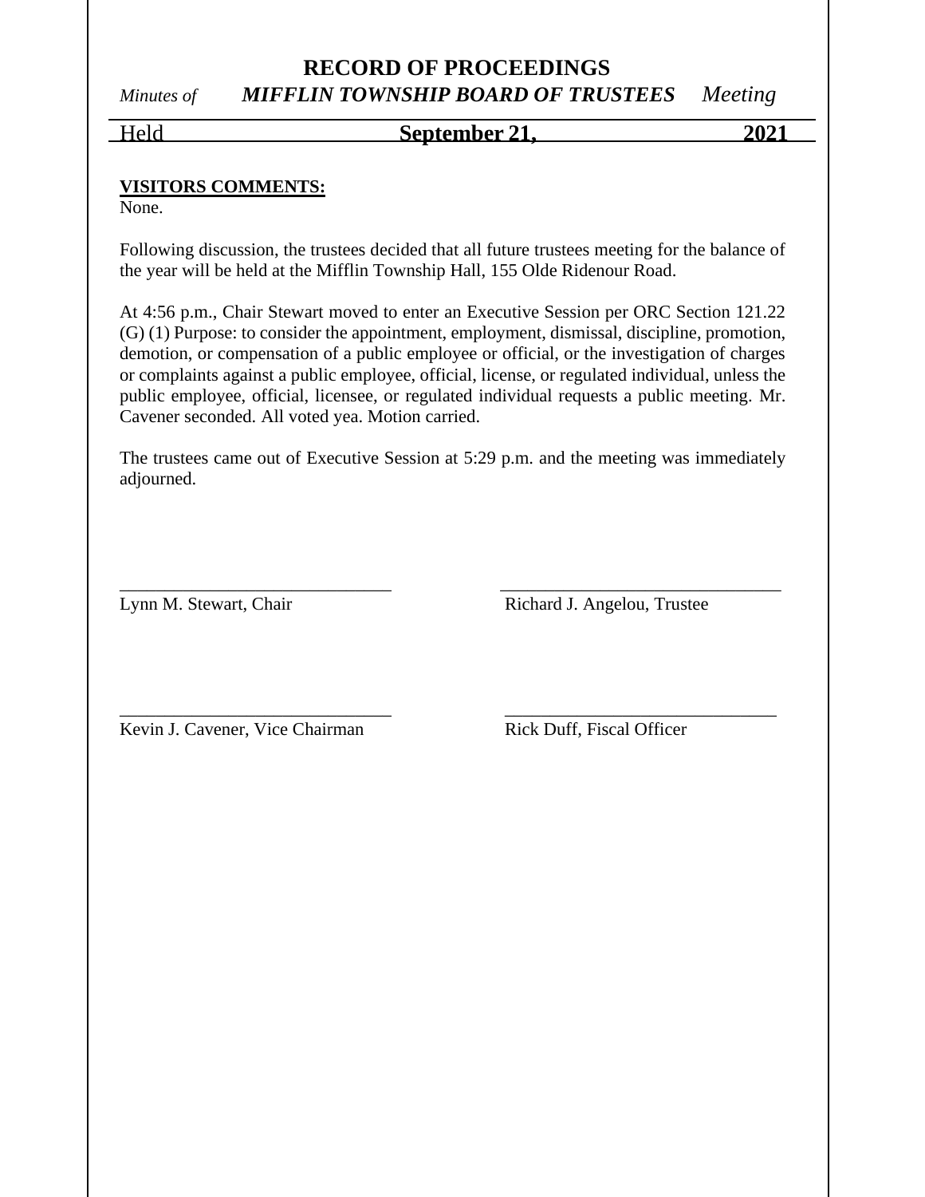**VISITORS COMMENTS:**
None.

Following discussion, the trustees decided that all future trustees meeting for the balance of the year will be held at the Mifflin Township Hall, 155 Olde Ridenour Road.

At 4:56 p.m., Chair Stewart moved to enter an Executive Session per ORC Section 121.22 (G) (1) Purpose: to consider the appointment, employment, dismissal, discipline, promotion, demotion, or compensation of a public employee or official, or the investigation of charges or complaints against a public employee, official, license, or regulated individual, unless the public employee, official, licensee, or regulated individual requests a public meeting. Mr. Cavener seconded. All voted yea. Motion carried.

The trustees came out of Executive Session at 5:29 p.m. and the meeting was immediately adjourned.

| | |
|---|---|
| ______________________________ | ______________________________ |
| Lynn M. Stewart, Chair | Richard J. Angelou, Trustee |
| ______________________________ | ______________________________ |
| Kevin J. Cavener, Vice Chairman | Rick Duff, Fiscal Officer |